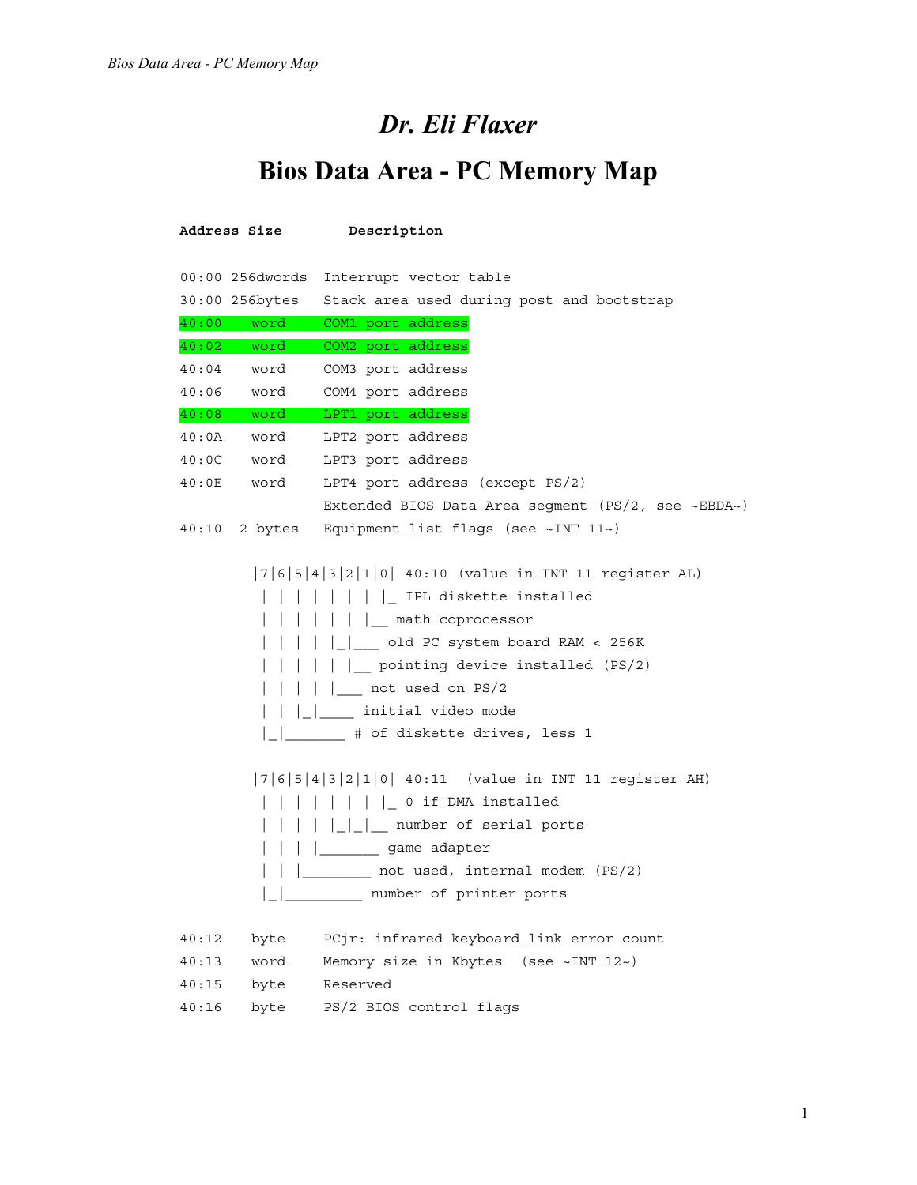# *Dr. Eli Flaxer*

# Bios Data Area - PC Memory Map

```
Address Size        Description

00:00 256dwords  Interrupt vector table
30:00 256bytes   Stack area used during post and bootstrap
40:00    word    COM1 port address
40:02    word    COM2 port address
40:04    word    COM3 port address
40:06    word    COM4 port address
40:08    word    LPT1 port address
40:0A    word    LPT2 port address
40:0C    word    LPT3 port address
40:0E    word    LPT4 port address (except PS/2)
                 Extended BIOS Data Area segment (PS/2, see ~EBDA~)
40:10   2 bytes  Equipment list flags (see ~INT 11~)

        |7|6|5|4|3|2|1|0| 40:10 (value in INT 11 register AL)
         | | | | | | | |_ IPL diskette installed
         | | | | | | |__ math coprocessor
         | | | | |_|___ old PC system board RAM < 256K
         | | | | | |__ pointing device installed (PS/2)
         | | | | |___ not used on PS/2
         | | |_|____ initial video mode
         |_|_______ # of diskette drives, less 1

        |7|6|5|4|3|2|1|0| 40:11  (value in INT 11 register AH)
         | | | | | | | |_ 0 if DMA installed
         | | | | |_|_|__ number of serial ports
         | | | |_______ game adapter
         | | |________ not used, internal modem (PS/2)
         |_|_________ number of printer ports

40:12    byte    PCjr: infrared keyboard link error count
40:13    word    Memory size in Kbytes  (see ~INT 12~)
40:15    byte    Reserved
40:16    byte    PS/2 BIOS control flags
```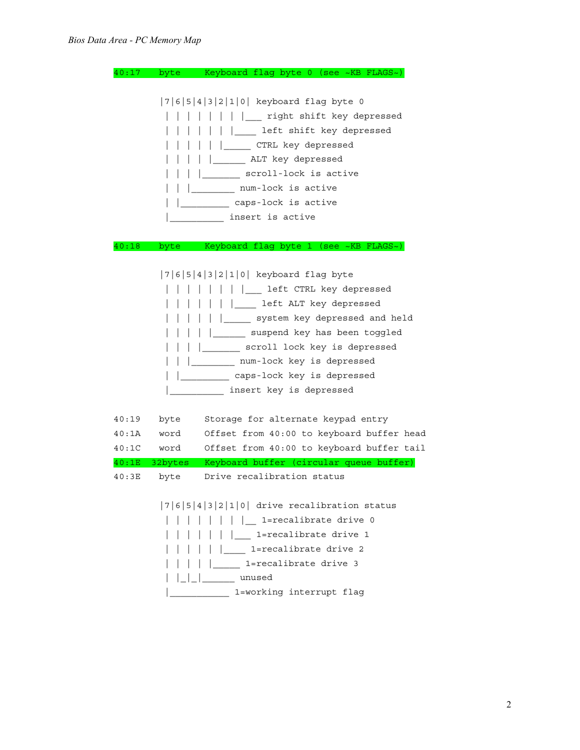```
40:17    byte     Keyboard flag byte 0  (see ~KB FLAGS~)

        |7|6|5|4|3|2|1|0| keyboard flag byte 0
         | | | | | | | |___ right shift key depressed
         | | | | | | |____ left shift key depressed
         | | | | | |_____ CTRL key depressed
         | | | | |______ ALT key depressed
         | | | |_______ scroll-lock is active
         | | |________ num-lock is active
         | |_________ caps-lock is active
         |__________ insert is active

40:18    byte     Keyboard flag byte 1  (see ~KB FLAGS~)

        |7|6|5|4|3|2|1|0| keyboard flag byte
         | | | | | | | |___ left CTRL key depressed
         | | | | | | |____ left ALT key depressed
         | | | | | |_____ system key depressed and held
         | | | | |______ suspend key has been toggled
         | | | |_______ scroll lock key is depressed
         | | |________ num-lock key is depressed
         | |_________ caps-lock key is depressed
         |__________ insert key is depressed

40:19    byte     Storage for alternate keypad entry
40:1A    word     Offset from 40:00 to keyboard buffer head
40:1C    word     Offset from 40:00 to keyboard buffer tail
40:1E  32bytes    Keyboard buffer (circular queue buffer)
40:3E    byte     Drive recalibration status

        |7|6|5|4|3|2|1|0| drive recalibration status
         | | | | | | | |__ 1=recalibrate drive 0
         | | | | | | |___ 1=recalibrate drive 1
         | | | | | |____ 1=recalibrate drive 2
         | | | | |_____ 1=recalibrate drive 3
         | |_|_|______ unused
         |___________ 1=working interrupt flag
```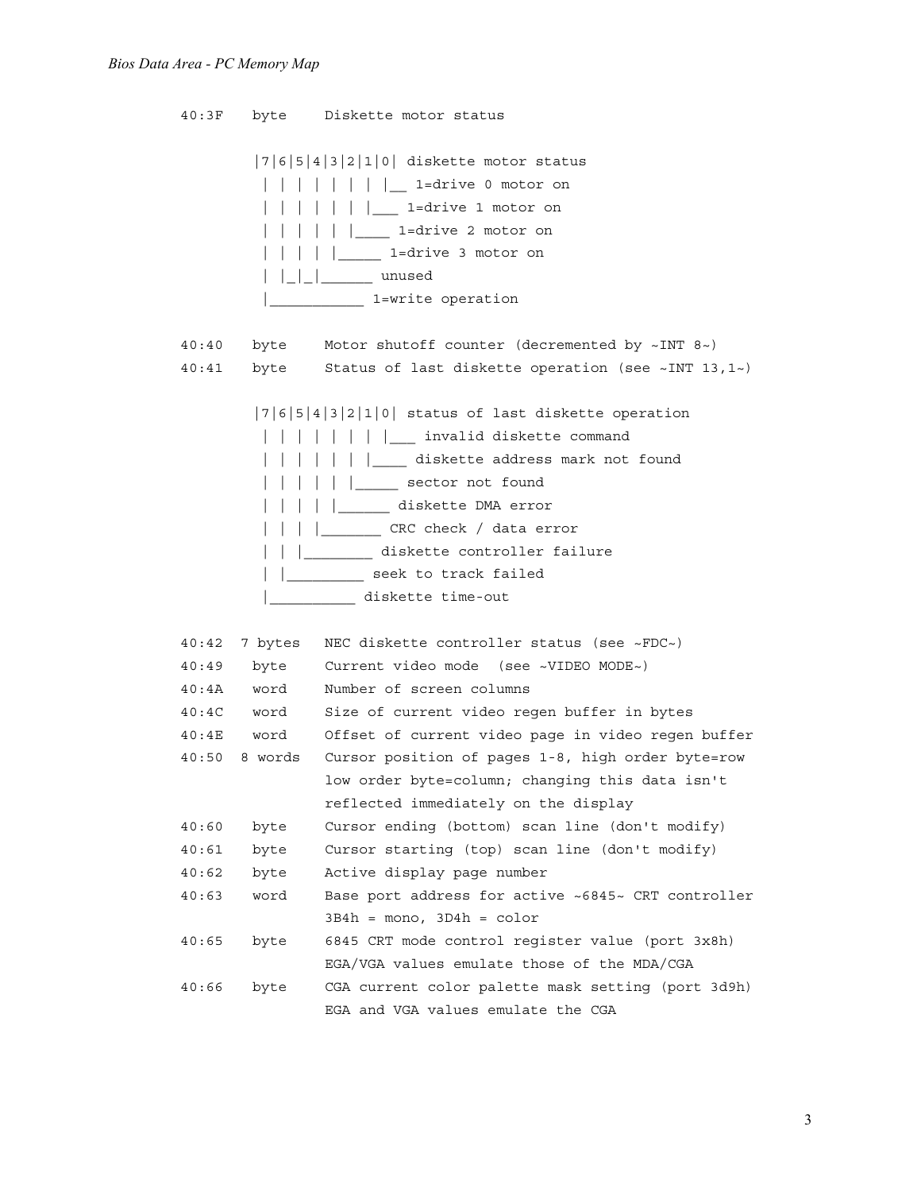```
40:3F   byte    Diskette motor status

        |7|6|5|4|3|2|1|0| diskette motor status
         | | | | | | | |__ 1=drive 0 motor on
         | | | | | | |___ 1=drive 1 motor on
         | | | | | |____ 1=drive 2 motor on
         | | | | |_____ 1=drive 3 motor on
         | |_|_|______ unused
         |___________ 1=write operation

40:40   byte    Motor shutoff counter (decremented by ~INT 8~)
40:41   byte    Status of last diskette operation (see ~INT 13,1~)

        |7|6|5|4|3|2|1|0| status of last diskette operation
         | | | | | | | |___ invalid diskette command
         | | | | | | |____ diskette address mark not found
         | | | | | |_____ sector not found
         | | | | |______ diskette DMA error
         | | | |_______ CRC check / data error
         | | |________ diskette controller failure
         | |_________ seek to track failed
         |__________ diskette time-out

40:42  7 bytes  NEC diskette controller status (see ~FDC~)
40:49   byte    Current video mode  (see ~VIDEO MODE~)
40:4A   word    Number of screen columns
40:4C   word    Size of current video regen buffer in bytes
40:4E   word    Offset of current video page in video regen buffer
40:50  8 words  Cursor position of pages 1-8, high order byte=row
                low order byte=column; changing this data isn't
                reflected immediately on the display
40:60   byte    Cursor ending (bottom) scan line (don't modify)
40:61   byte    Cursor starting (top) scan line (don't modify)
40:62   byte    Active display page number
40:63   word    Base port address for active ~6845~ CRT controller
                3B4h = mono, 3D4h = color
40:65   byte    6845 CRT mode control register value (port 3x8h)
                EGA/VGA values emulate those of the MDA/CGA
40:66   byte    CGA current color palette mask setting (port 3d9h)
                EGA and VGA values emulate the CGA
```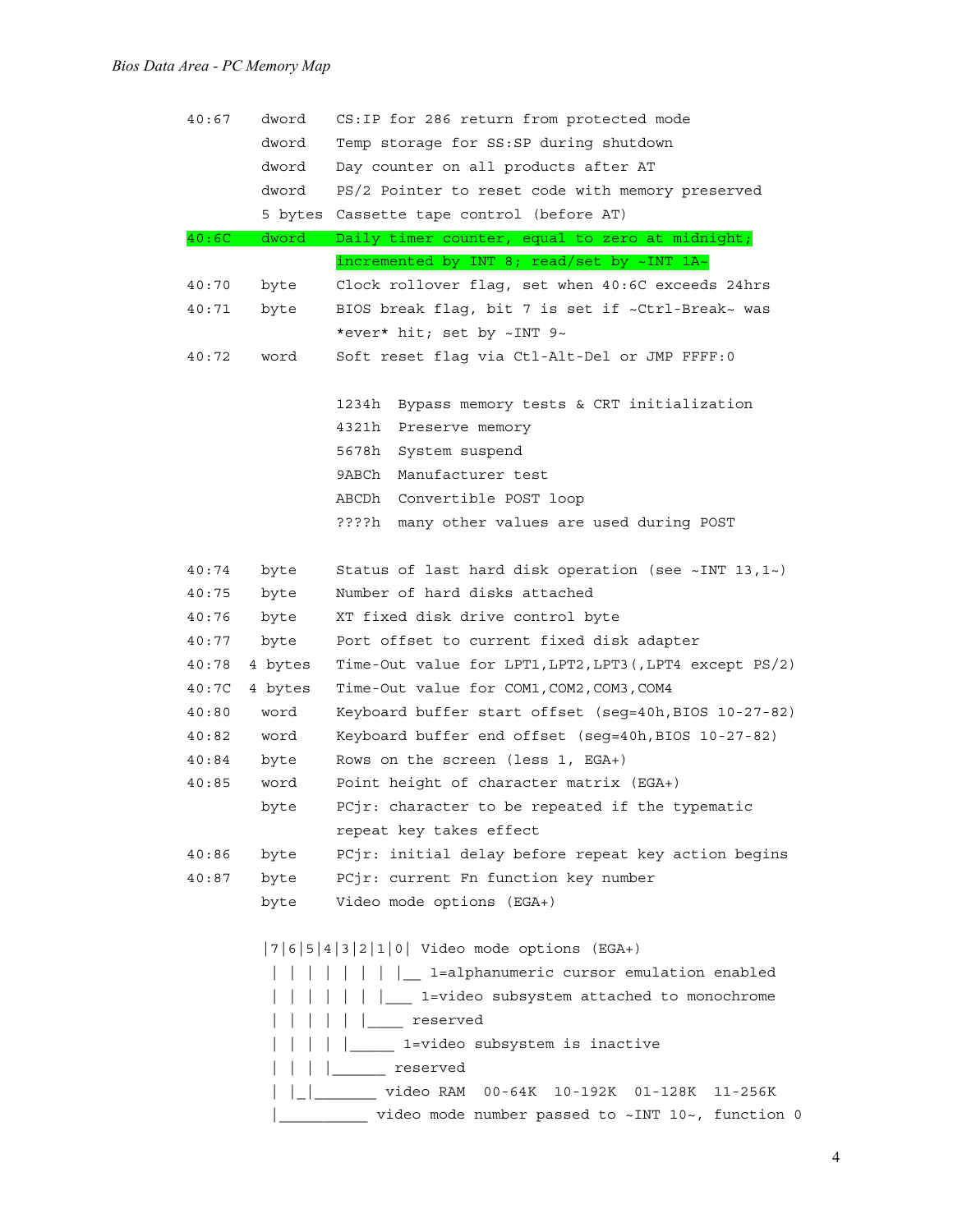```
40:67   dword   CS:IP for 286 return from protected mode
        dword   Temp storage for SS:SP during shutdown
        dword   Day counter on all products after AT
        dword   PS/2 Pointer to reset code with memory preserved
        5 bytes Cassette tape control (before AT)
40:6C   dword   Daily timer counter, equal to zero at midnight;
                incremented by INT 8; read/set by ~INT 1A~
40:70   byte    Clock rollover flag, set when 40:6C exceeds 24hrs
40:71   byte    BIOS break flag, bit 7 is set if ~Ctrl-Break~ was
                *ever* hit; set by ~INT 9~
40:72   word    Soft reset flag via Ctl-Alt-Del or JMP FFFF:0

                1234h  Bypass memory tests & CRT initialization
                4321h  Preserve memory
                5678h  System suspend
                9ABCh  Manufacturer test
                ABCDh  Convertible POST loop
                ????h  many other values are used during POST

40:74   byte    Status of last hard disk operation (see ~INT 13,1~)
40:75   byte    Number of hard disks attached
40:76   byte    XT fixed disk drive control byte
40:77   byte    Port offset to current fixed disk adapter
40:78  4 bytes  Time-Out value for LPT1,LPT2,LPT3(,LPT4 except PS/2)
40:7C  4 bytes  Time-Out value for COM1,COM2,COM3,COM4
40:80   word    Keyboard buffer start offset (seg=40h,BIOS 10-27-82)
40:82   word    Keyboard buffer end offset (seg=40h,BIOS 10-27-82)
40:84   byte    Rows on the screen (less 1, EGA+)
40:85   word    Point height of character matrix (EGA+)
        byte    PCjr: character to be repeated if the typematic
                repeat key takes effect
40:86   byte    PCjr: initial delay before repeat key action begins
40:87   byte    PCjr: current Fn function key number
        byte    Video mode options (EGA+)

        |7|6|5|4|3|2|1|0| Video mode options (EGA+)
         | | | | | | | |__ 1=alphanumeric cursor emulation enabled
         | | | | | | |___ 1=video subsystem attached to monochrome
         | | | | | |____ reserved
         | | | | |_____ 1=video subsystem is inactive
         | | | |______ reserved
         | |_|_______ video RAM  00-64K  10-192K  01-128K  11-256K
         |__________ video mode number passed to ~INT 10~, function 0
```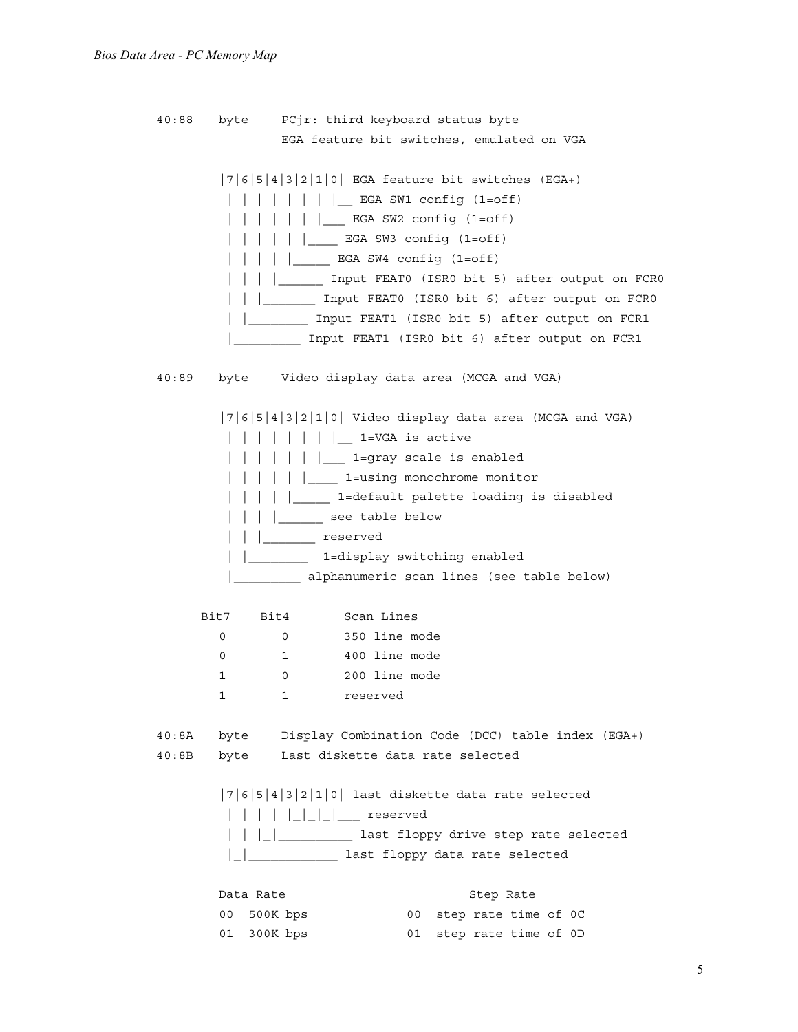```
40:88   byte     PCjr: third keyboard status byte
                 EGA feature bit switches, emulated on VGA

        |7|6|5|4|3|2|1|0| EGA feature bit switches (EGA+)
         | | | | | | | |__ EGA SW1 config (1=off)
         | | | | | | |___ EGA SW2 config (1=off)
         | | | | | |____ EGA SW3 config (1=off)
         | | | | |_____ EGA SW4 config (1=off)
         | | | |______ Input FEAT0 (ISR0 bit 5) after output on FCR0
         | | |_______ Input FEAT0 (ISR0 bit 6) after output on FCR0
         | |________ Input FEAT1 (ISR0 bit 5) after output on FCR1
         |_________ Input FEAT1 (ISR0 bit 6) after output on FCR1

40:89   byte     Video display data area (MCGA and VGA)

        |7|6|5|4|3|2|1|0| Video display data area (MCGA and VGA)
         | | | | | | | |__ 1=VGA is active
         | | | | | | |___ 1=gray scale is enabled
         | | | | | |____ 1=using monochrome monitor
         | | | | |_____ 1=default palette loading is disabled
         | | | |______ see table below
         | | |_______ reserved
         | |________  1=display switching enabled
         |_________ alphanumeric scan lines (see table below)

      Bit7    Bit4        Scan Lines
        0       0         350 line mode
        0       1         400 line mode
        1       0         200 line mode
        1       1         reserved

40:8A   byte     Display Combination Code (DCC) table index (EGA+)
40:8B   byte     Last diskette data rate selected

        |7|6|5|4|3|2|1|0| last diskette data rate selected
         | | | | |_|_|_|___ reserved
         | | |_|__________ last floppy drive step rate selected
         |_|____________ last floppy data rate selected

        Data Rate                        Step Rate
        00  500K bps              00  step rate time of 0C
        01  300K bps              01  step rate time of 0D
```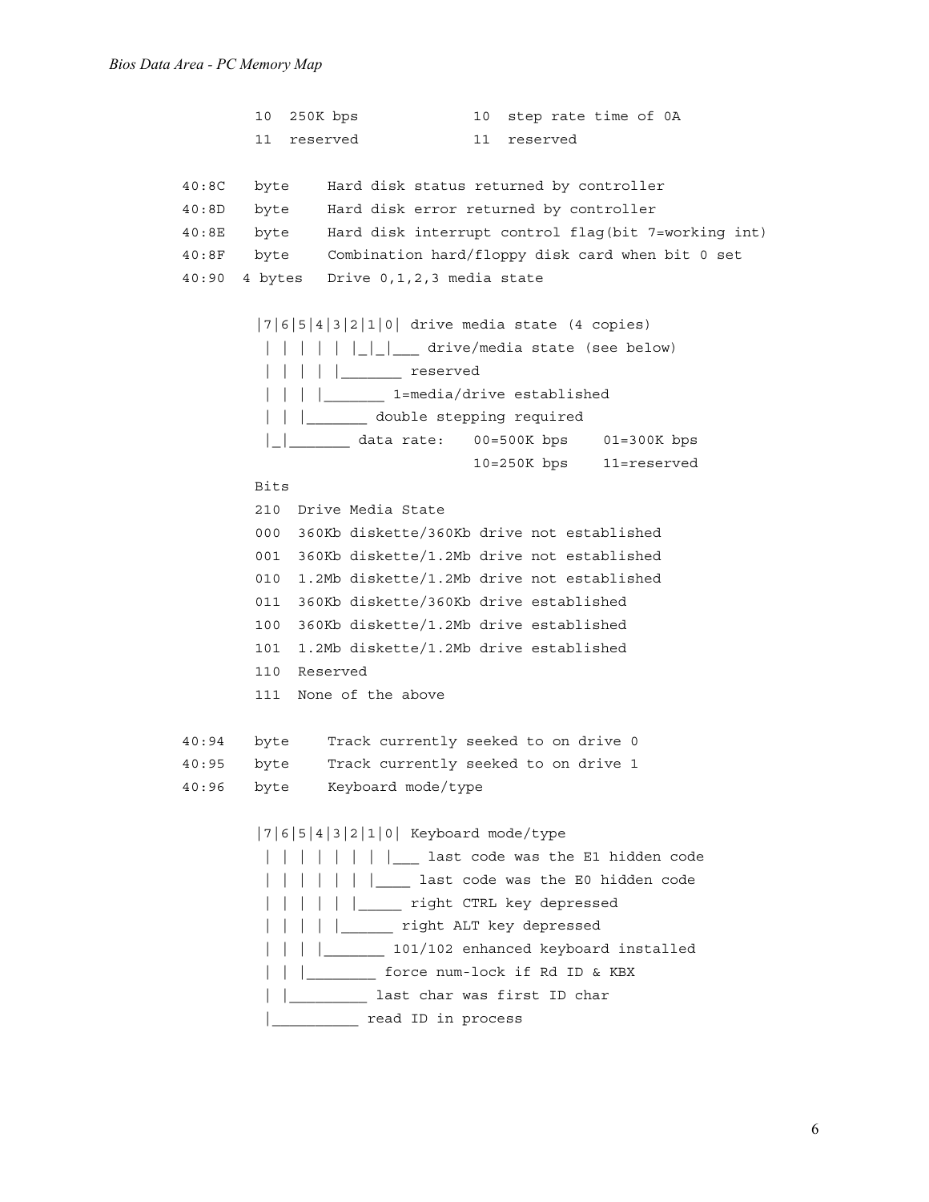```
        10  250K bps              10  step rate time of 0A
        11  reserved              11  reserved

40:8C   byte     Hard disk status returned by controller
40:8D   byte     Hard disk error returned by controller
40:8E   byte     Hard disk interrupt control flag(bit 7=working int)
40:8F   byte     Combination hard/floppy disk card when bit 0 set
40:90  4 bytes   Drive 0,1,2,3 media state

        |7|6|5|4|3|2|1|0| drive media state (4 copies)
         | | | | | |_|_|___ drive/media state (see below)
         | | | | |_______ reserved
         | | | |_______ 1=media/drive established
         | | |_______ double stepping required
         |_|_______ data rate:   00=500K bps    01=300K bps
                                 10=250K bps    11=reserved

        Bits
        210  Drive Media State
        000  360Kb diskette/360Kb drive not established
        001  360Kb diskette/1.2Mb drive not established
        010  1.2Mb diskette/1.2Mb drive not established
        011  360Kb diskette/360Kb drive established
        100  360Kb diskette/1.2Mb drive established
        101  1.2Mb diskette/1.2Mb drive established
        110  Reserved
        111  None of the above

40:94   byte     Track currently seeked to on drive 0
40:95   byte     Track currently seeked to on drive 1
40:96   byte     Keyboard mode/type

        |7|6|5|4|3|2|1|0| Keyboard mode/type
         | | | | | | | |___ last code was the E1 hidden code
         | | | | | | |____ last code was the E0 hidden code
         | | | | | |_____ right CTRL key depressed
         | | | | |______ right ALT key depressed
         | | | |_______ 101/102 enhanced keyboard installed
         | | |________ force num-lock if Rd ID & KBX
         | |_________ last char was first ID char
         |__________ read ID in process
```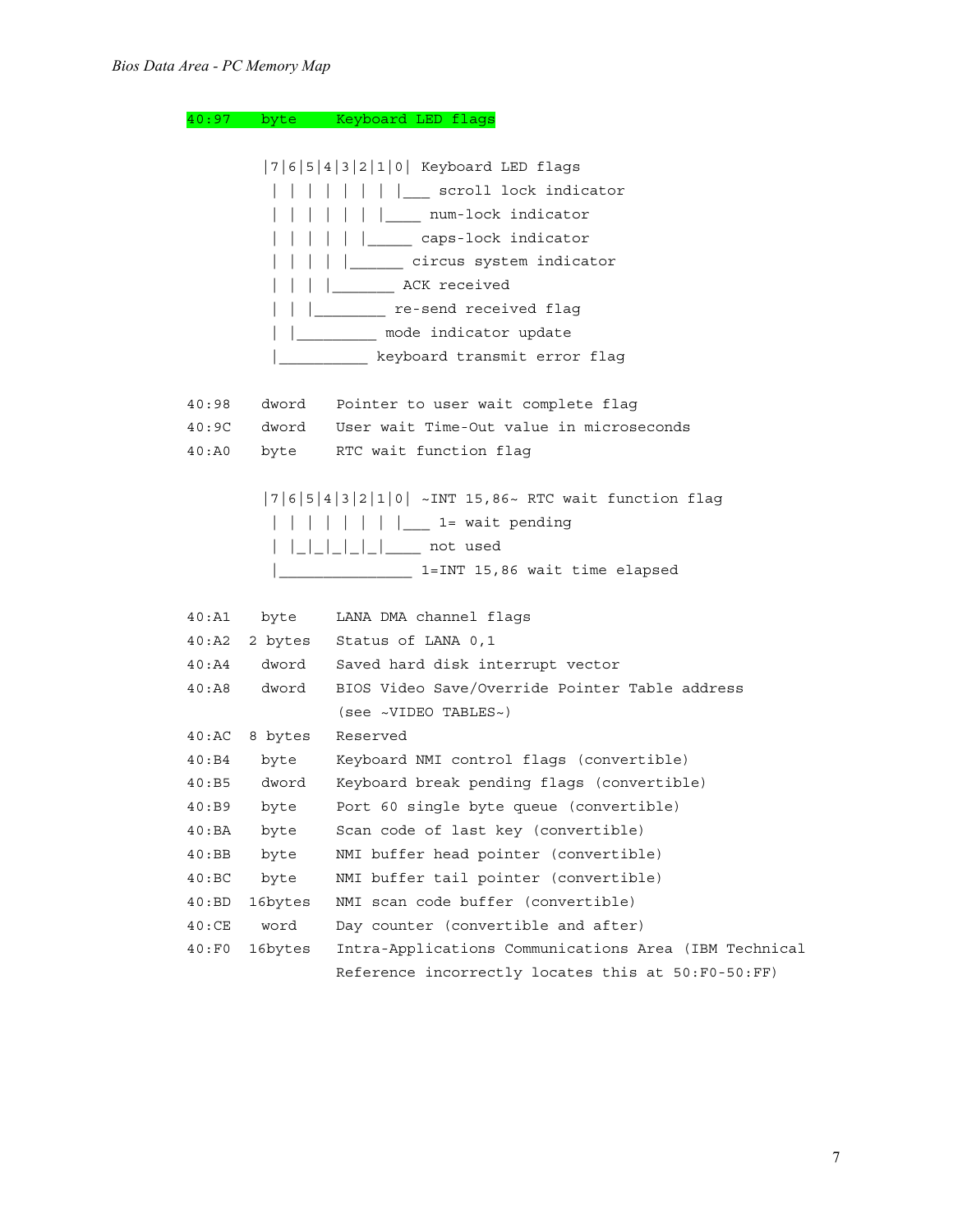```
40:97   byte    Keyboard LED flags

        |7|6|5|4|3|2|1|0| Keyboard LED flags
         | | | | | | | |___ scroll lock indicator
         | | | | | | |____ num-lock indicator
         | | | | | |_____ caps-lock indicator
         | | | | |______ circus system indicator
         | | | |_______ ACK received
         | | |________ re-send received flag
         | |_________ mode indicator update
         |__________ keyboard transmit error flag

40:98   dword   Pointer to user wait complete flag
40:9C   dword   User wait Time-Out value in microseconds
40:A0   byte    RTC wait function flag

        |7|6|5|4|3|2|1|0| ~INT 15,86~ RTC wait function flag
         | | | | | | | |___ 1= wait pending
         | |_|_|_|_|_|____ not used
         |_______________ 1=INT 15,86 wait time elapsed

40:A1   byte    LANA DMA channel flags
40:A2  2 bytes  Status of LANA 0,1
40:A4   dword   Saved hard disk interrupt vector
40:A8   dword   BIOS Video Save/Override Pointer Table address
                (see ~VIDEO TABLES~)
40:AC  8 bytes  Reserved
40:B4   byte    Keyboard NMI control flags (convertible)
40:B5   dword   Keyboard break pending flags (convertible)
40:B9   byte    Port 60 single byte queue (convertible)
40:BA   byte    Scan code of last key (convertible)
40:BB   byte    NMI buffer head pointer (convertible)
40:BC   byte    NMI buffer tail pointer (convertible)
40:BD  16bytes  NMI scan code buffer (convertible)
40:CE   word    Day counter (convertible and after)
40:F0  16bytes  Intra-Applications Communications Area (IBM Technical
                Reference incorrectly locates this at 50:F0-50:FF)
```